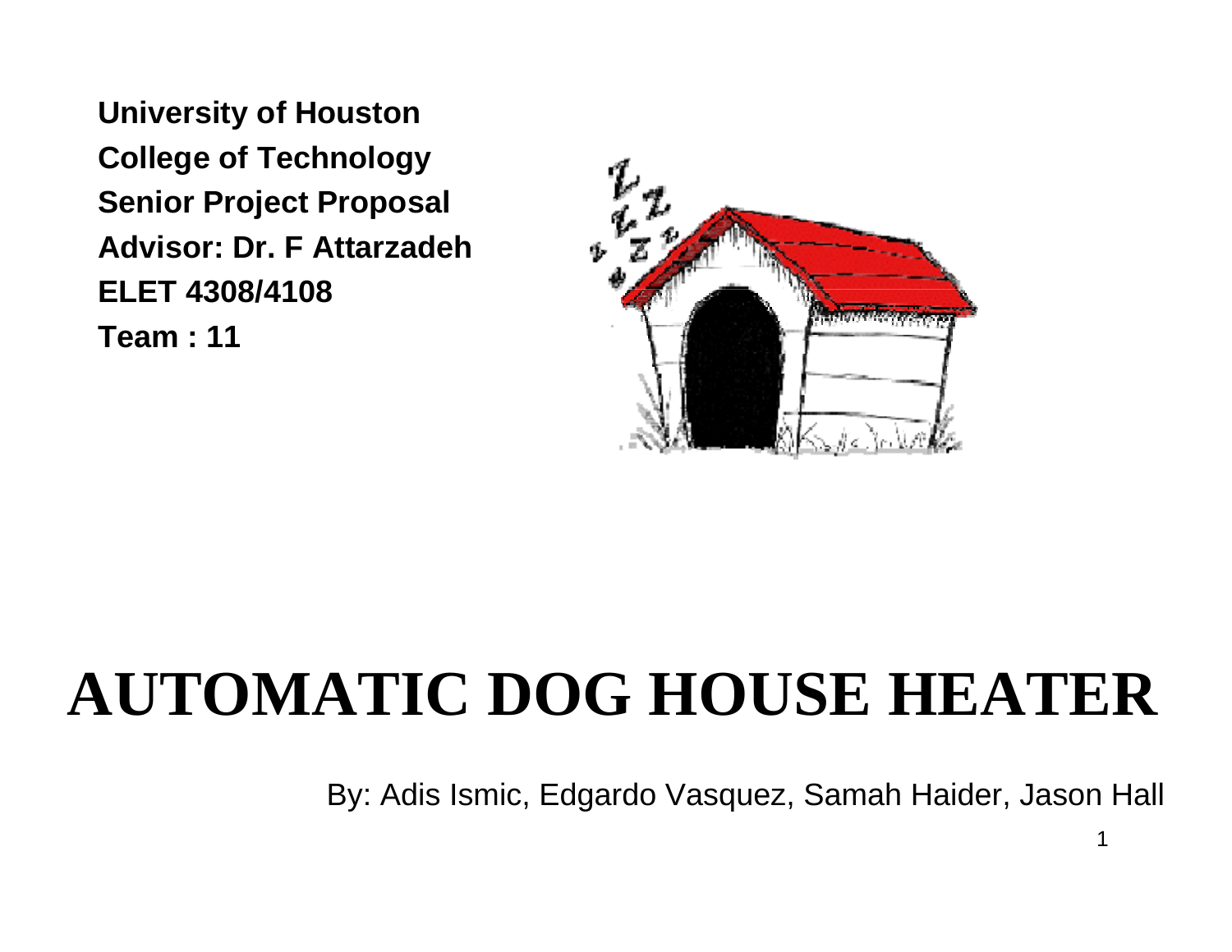**University of Houston**

**College of Technology**

**Senior Project Proposal**

**Advisor: Dr. F Attarzadeh**

**ELET 4308/4108**

**Team : 11**

# AUTOMATIC DOG HOUSE HEATER

By: Adis Ismic, Edgardo Vasquez, Samah Haider, Jason Hall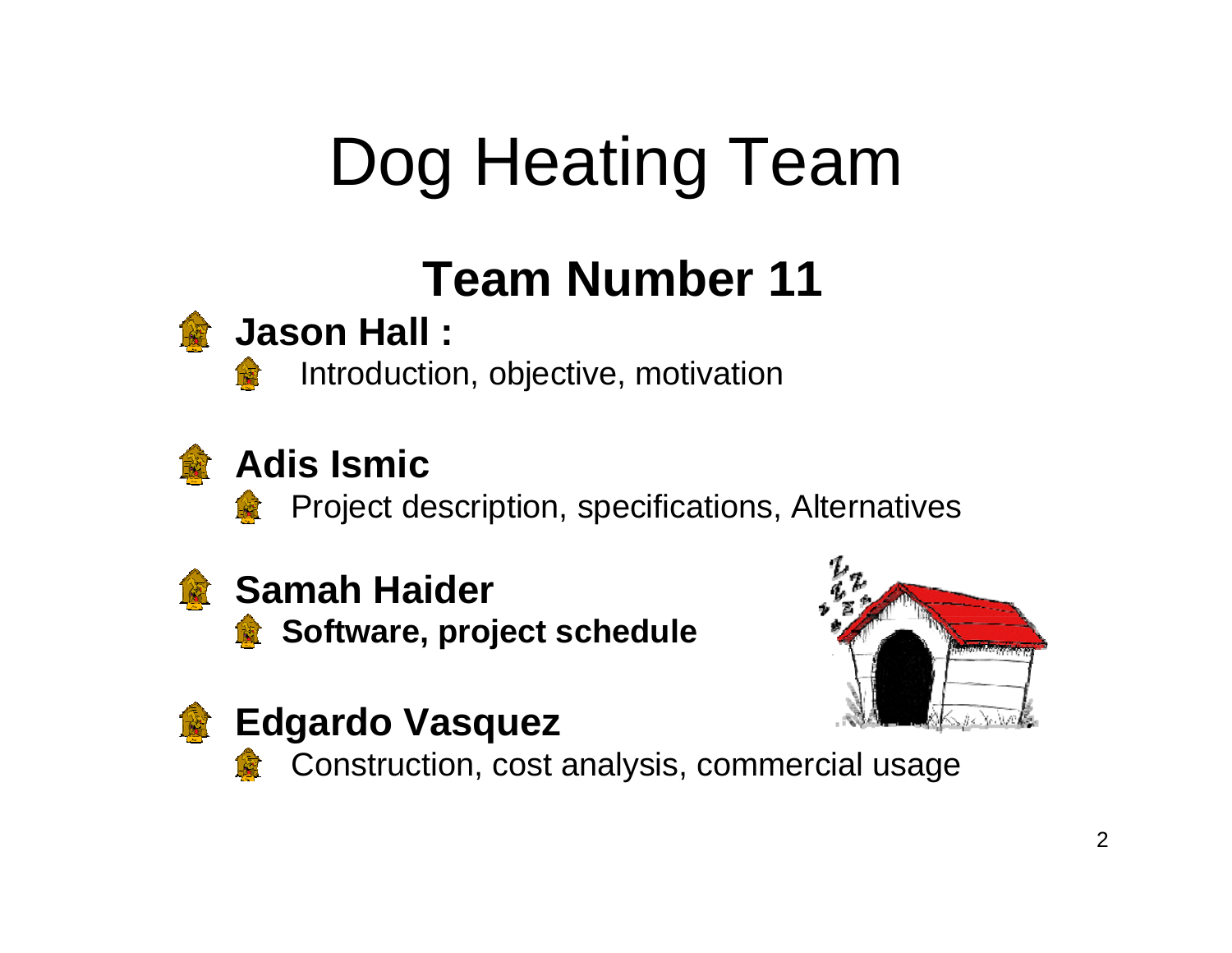# Dog Heating Team

## Team Number 11

- **Jason Hall :**
  - Introduction, objective, motivation
- **Adis Ismic**
  - Project description, specifications, Alternatives
- **Samah Haider**
  - **Software, project schedule**
- **Edgardo Vasquez**
  - Construction, cost analysis, commercial usage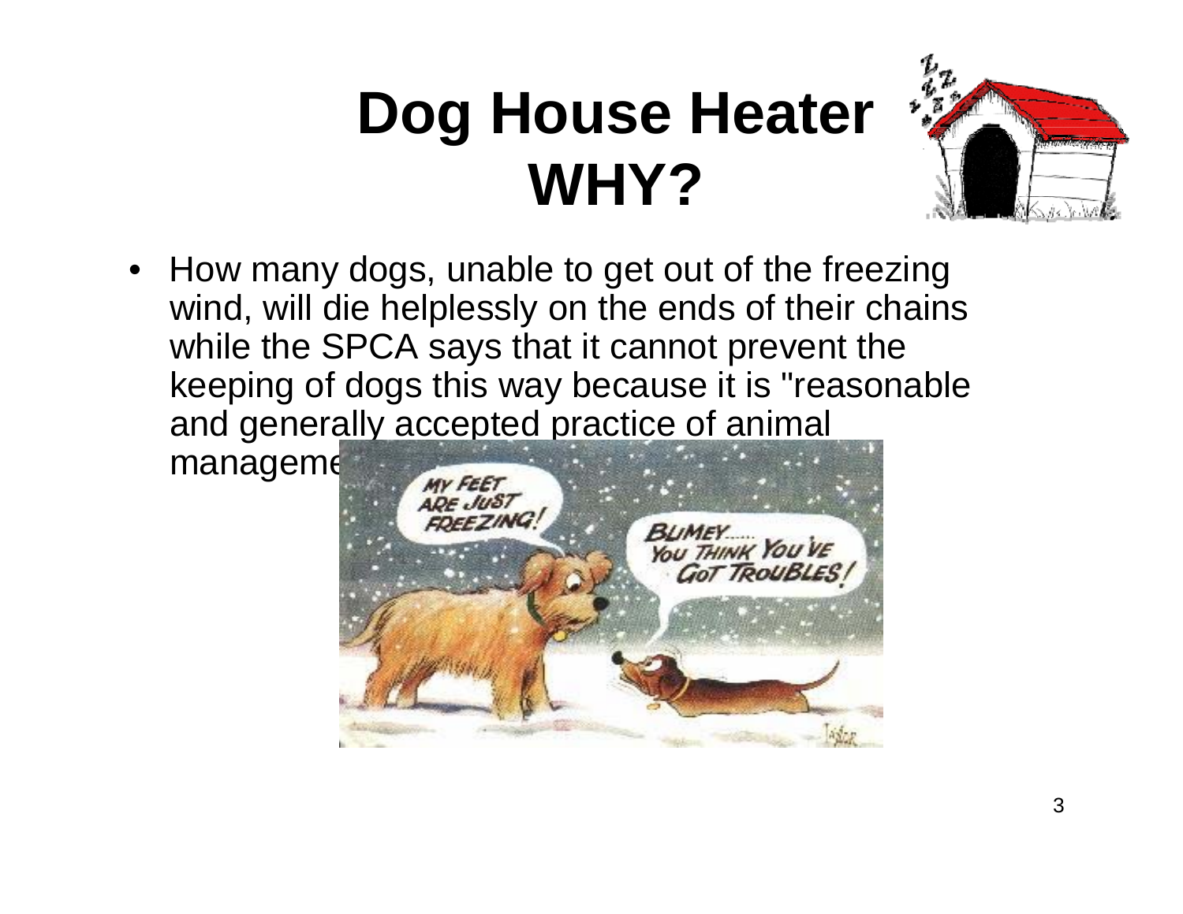# Dog House Heater WHY?

- How many dogs, unable to get out of the freezing wind, will die helplessly on the ends of their chains while the SPCA says that it cannot prevent the keeping of dogs this way because it is "reasonable and generally accepted practice of animal manageme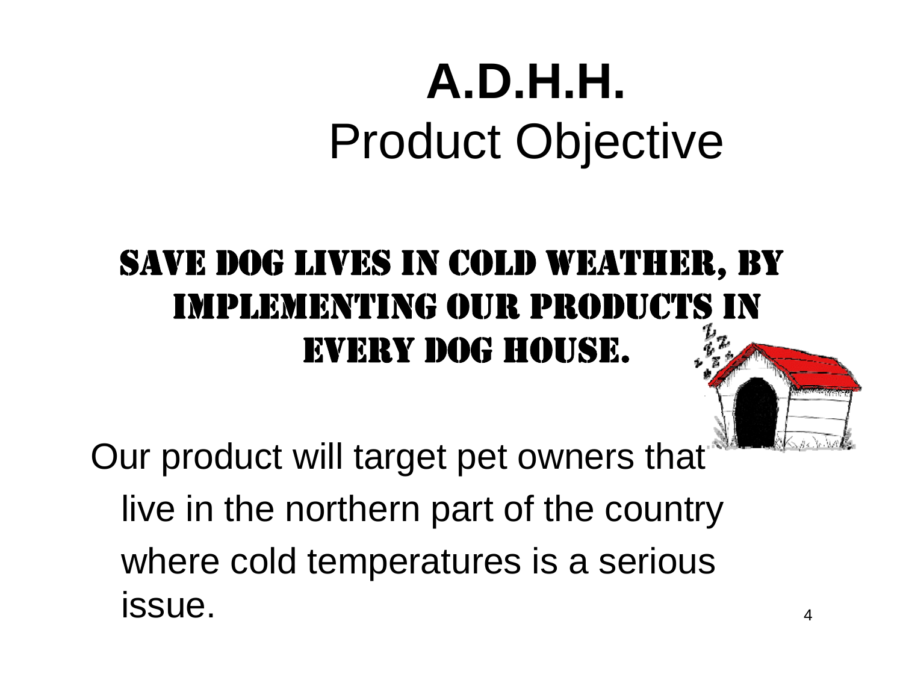# A.D.H.H.
## Product Objective

**SAVE DOG LIVES IN COLD WEATHER, BY IMPLEMENTING OUR PRODUCTS IN EVERY DOG HOUSE.**

Our product will target pet owners that live in the northern part of the country where cold temperatures is a serious issue.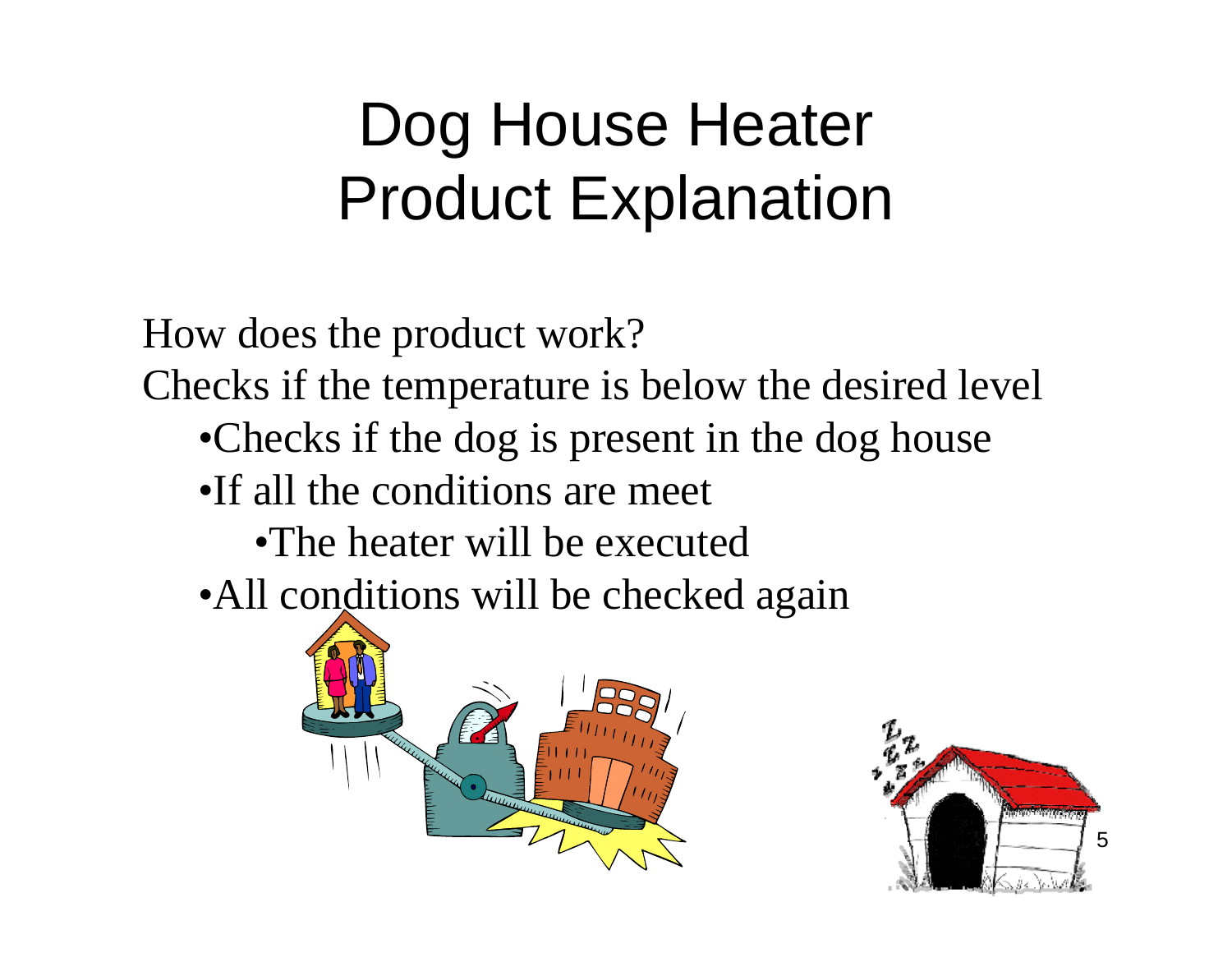# Dog House Heater Product Explanation

How does the product work?

Checks if the temperature is below the desired level

- Checks if the dog is present in the dog house
- If all the conditions are meet
  - The heater will be executed
- All conditions will be checked again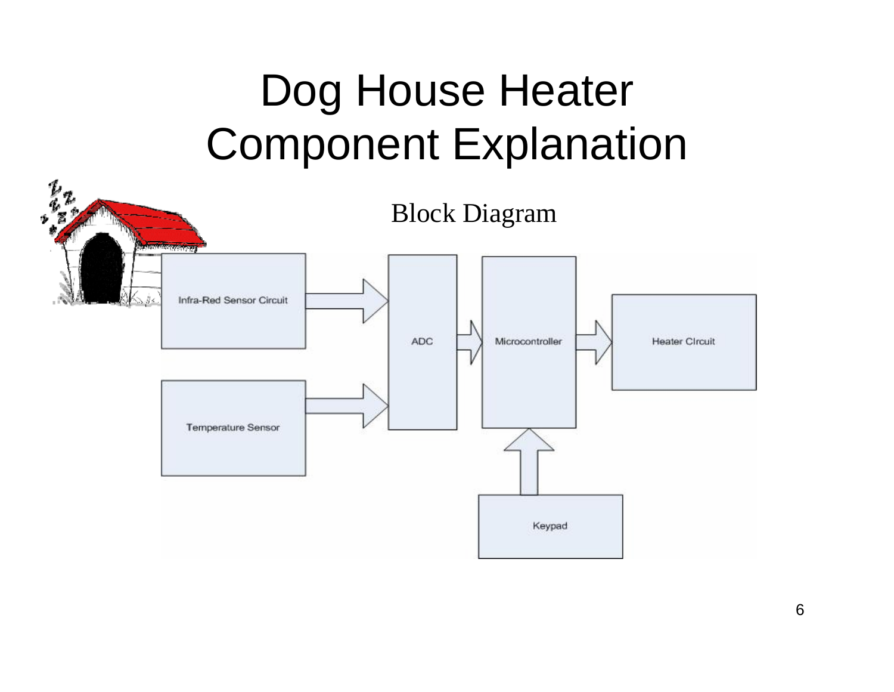# Dog House Heater Component Explanation

Block Diagram

Infra-Red Sensor Circuit

Temperature Sensor

ADC

Microcontroller

Keypad

Heater Circuit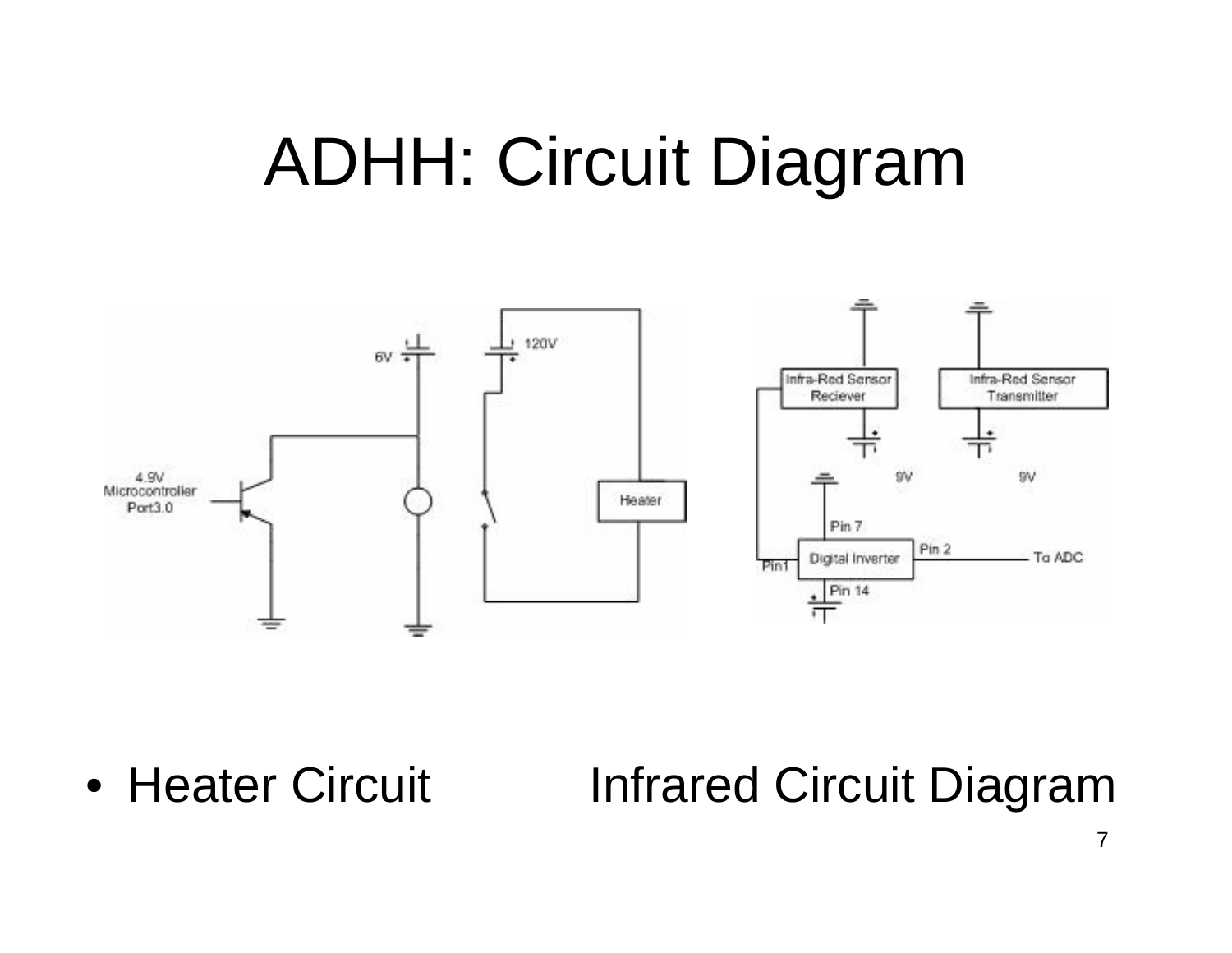# ADHH: Circuit Diagram

- Heater Circuit Infrared Circuit Diagram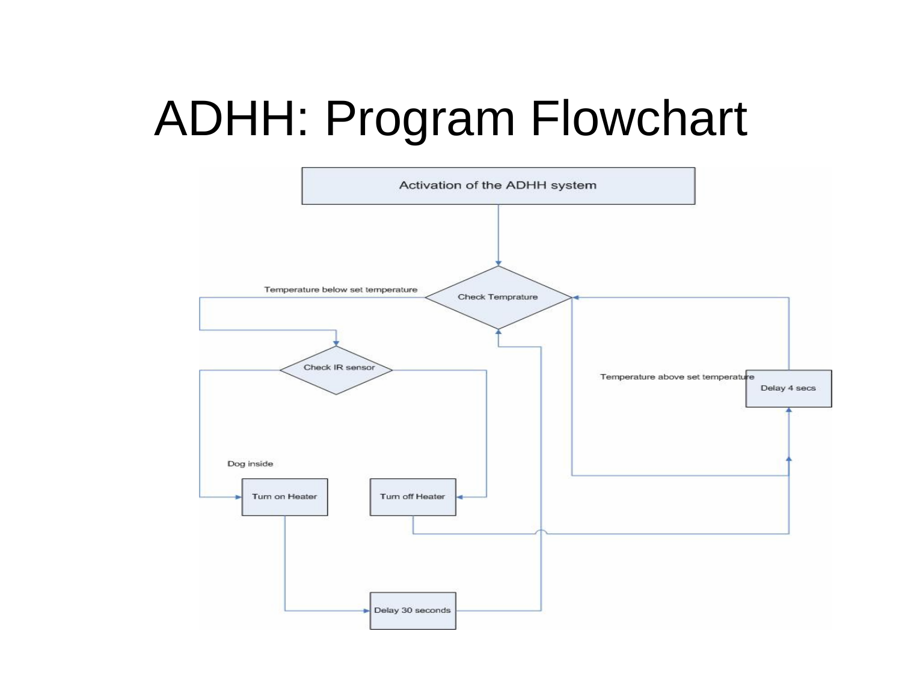# ADHH: Program Flowchart

Activation of the ADHH system

Check Temprature

Temperature below set temperature

Check IR sensor

Dog inside

Turn on Heater

Turn off Heater

Delay 30 seconds

Temperature above set temperature

Delay 4 secs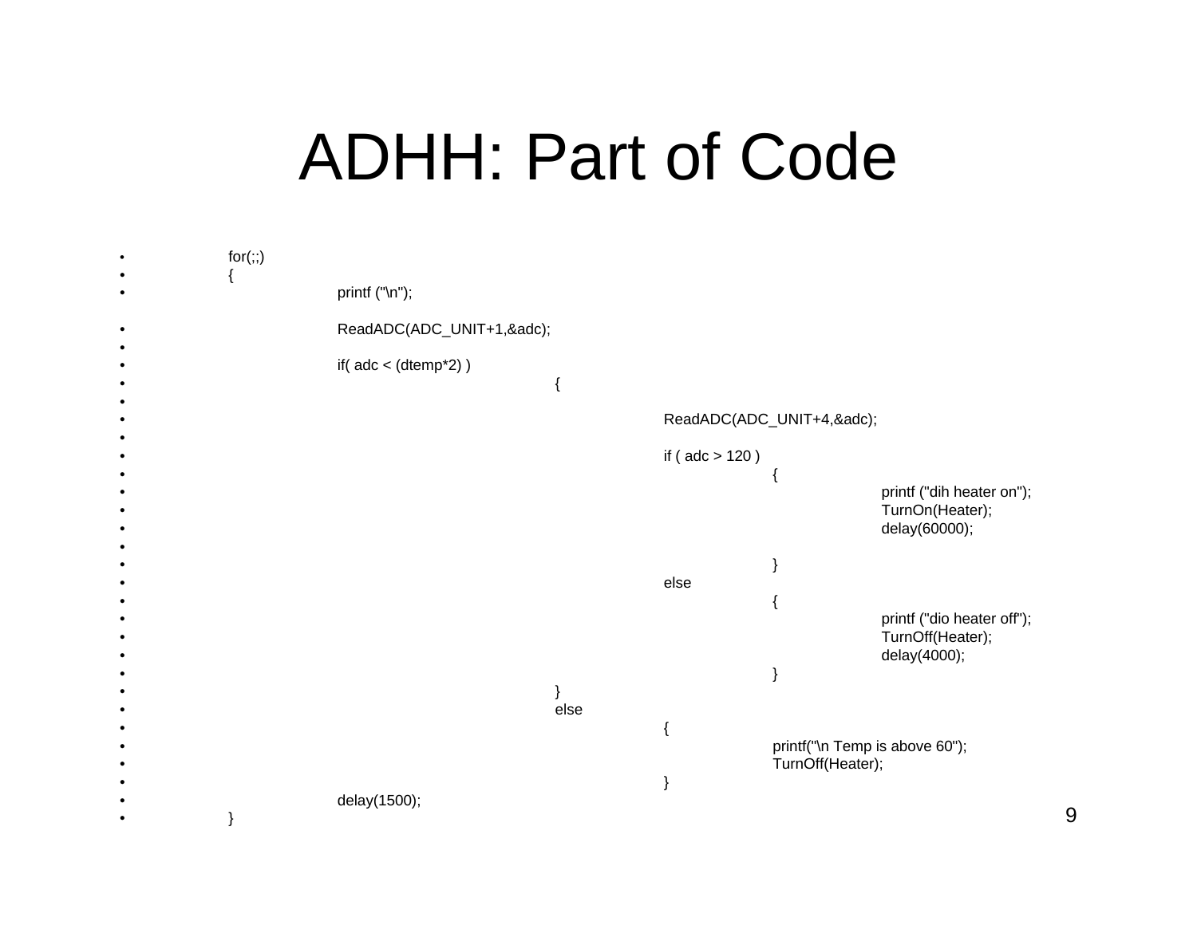# ADHH: Part of Code

```
for(;;)
{
        printf ("\n");

        ReadADC(ADC_UNIT+1,&adc);

        if( adc < (dtemp*2) )
                {

                        ReadADC(ADC_UNIT+4,&adc);

                        if ( adc > 120 )
                                {
                                        printf ("dih heater on");
                                        TurnOn(Heater);
                                        delay(60000);

                                }
                        else
                                {
                                        printf ("dio heater off");
                                        TurnOff(Heater);
                                        delay(4000);
                                }
                }
                else
                        {
                                printf("\n Temp is above 60");
                                TurnOff(Heater);
                        }
        delay(1500);
}
```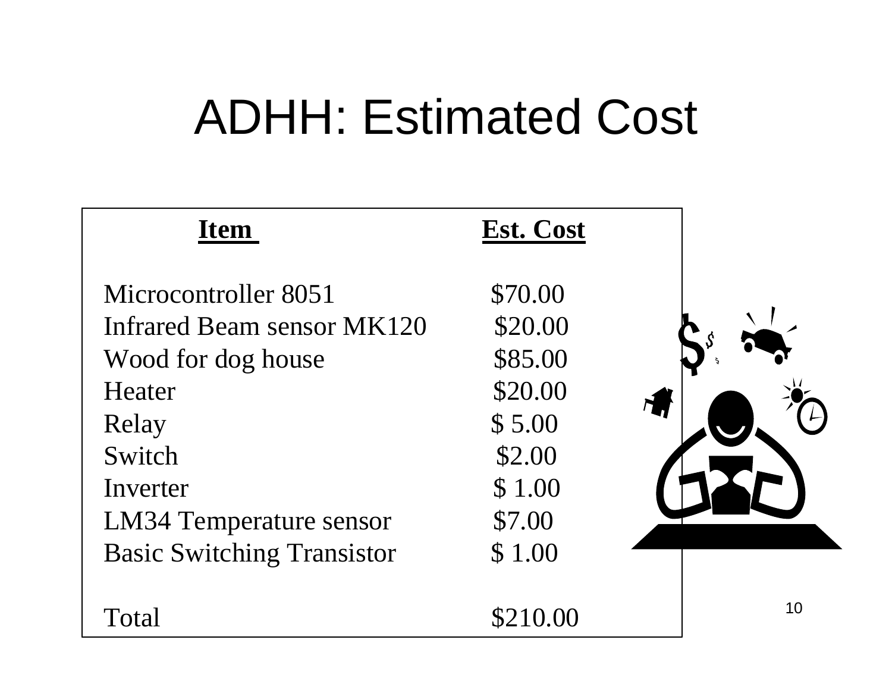# ADHH: Estimated Cost

| Item | Est. Cost |
| --- | --- |
| Microcontroller 8051 | $70.00 |
| Infrared Beam sensor MK120 | $20.00 |
| Wood for dog house | $85.00 |
| Heater | $20.00 |
| Relay | $ 5.00 |
| Switch | $2.00 |
| Inverter | $ 1.00 |
| LM34 Temperature sensor | $7.00 |
| Basic Switching Transistor | $ 1.00 |
| Total | $210.00 |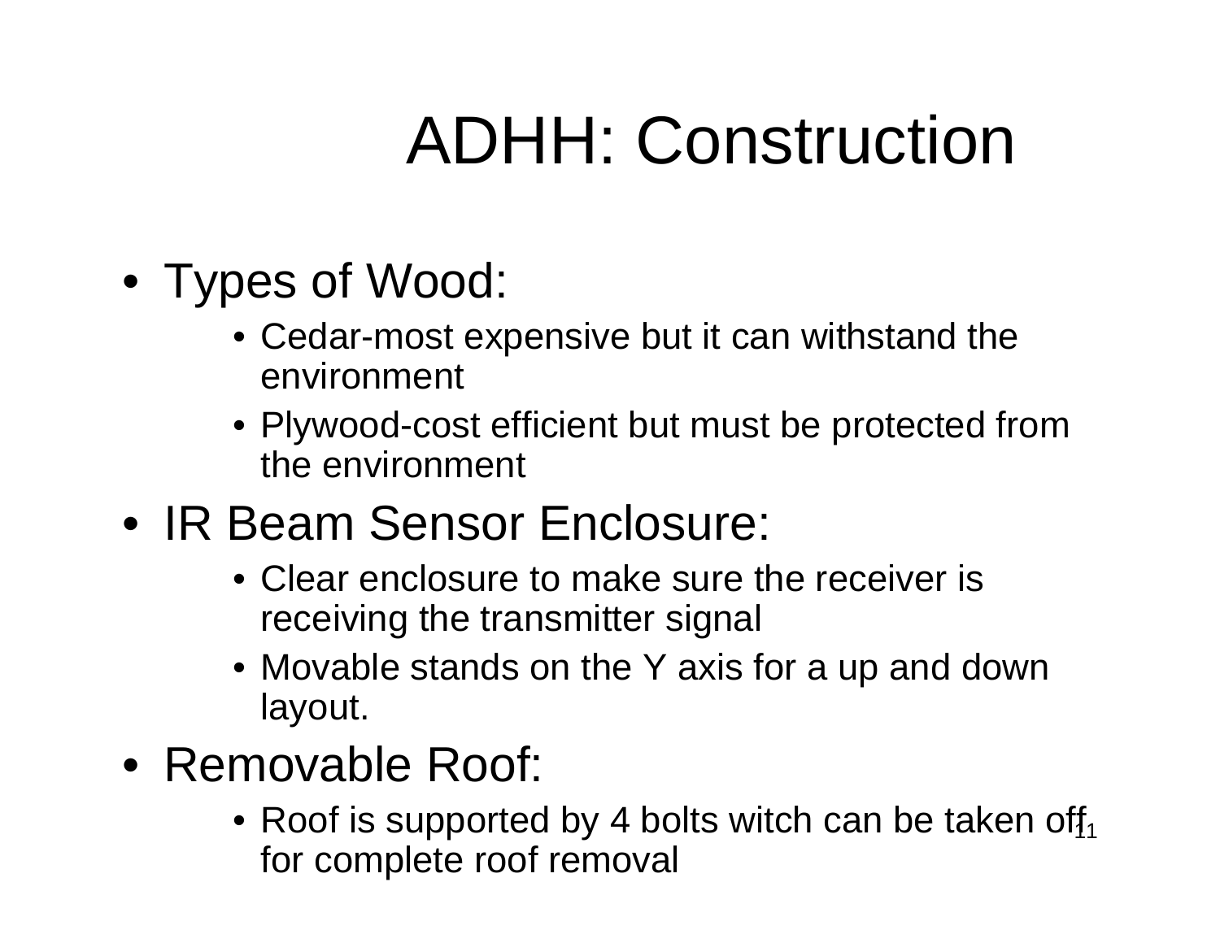# ADHH: Construction

- Types of Wood:
  - Cedar-most expensive but it can withstand the environment
  - Plywood-cost efficient but must be protected from the environment
- IR Beam Sensor Enclosure:
  - Clear enclosure to make sure the receiver is receiving the transmitter signal
  - Movable stands on the Y axis for a up and down layout.
- Removable Roof:
  - Roof is supported by 4 bolts witch can be taken off for complete roof removal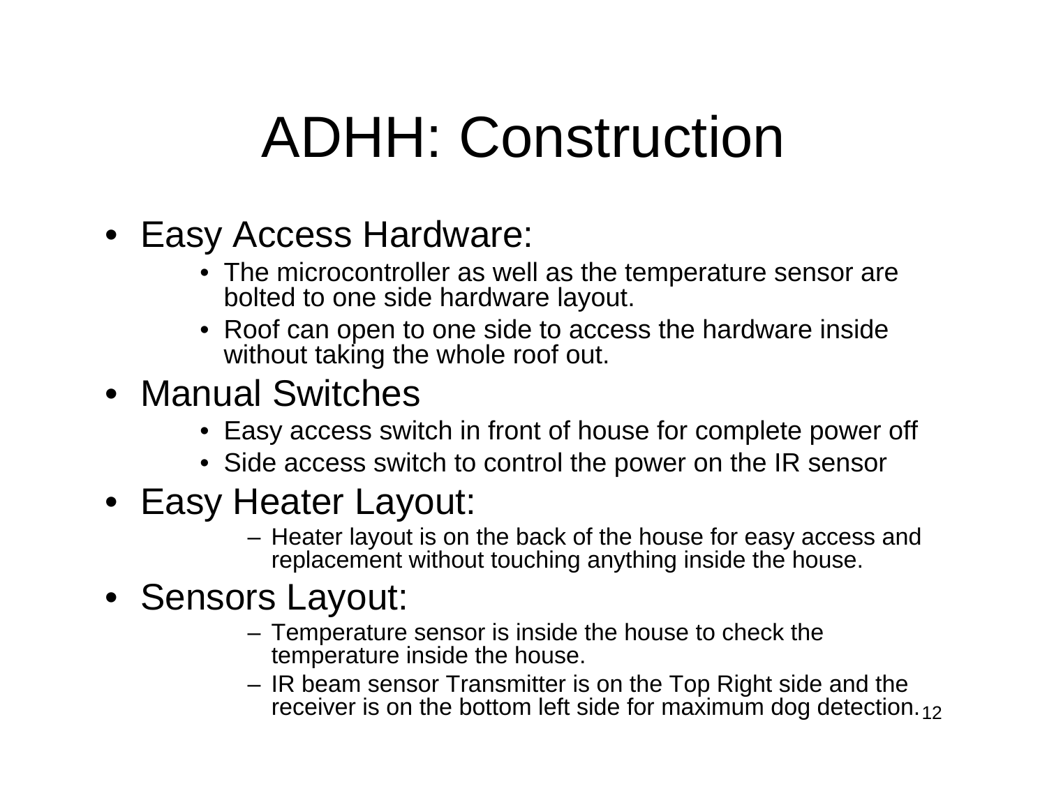# ADHH: Construction

- Easy Access Hardware:
  - The microcontroller as well as the temperature sensor are bolted to one side hardware layout.
  - Roof can open to one side to access the hardware inside without taking the whole roof out.
- Manual Switches
  - Easy access switch in front of house for complete power off
  - Side access switch to control the power on the IR sensor
- Easy Heater Layout:
  - Heater layout is on the back of the house for easy access and replacement without touching anything inside the house.
- Sensors Layout:
  - Temperature sensor is inside the house to check the temperature inside the house.
  - IR beam sensor Transmitter is on the Top Right side and the receiver is on the bottom left side for maximum dog detection.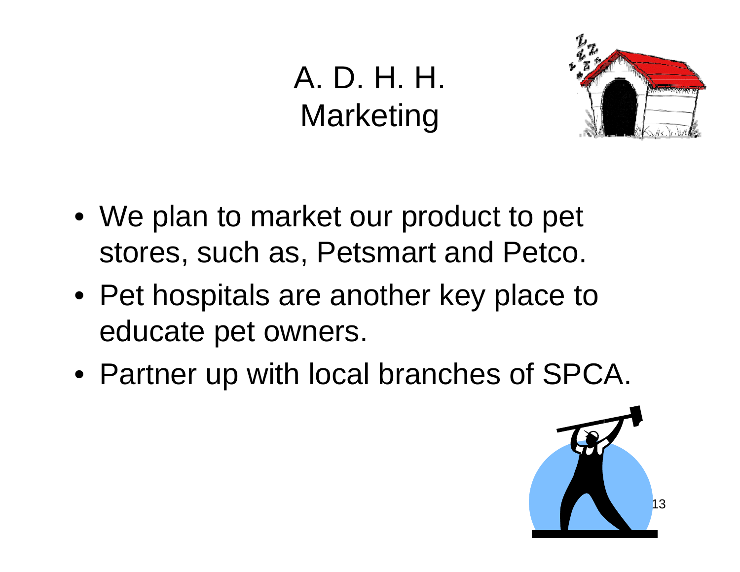# A. D. H. H. Marketing

- We plan to market our product to pet stores, such as, Petsmart and Petco.
- Pet hospitals are another key place to educate pet owners.
- Partner up with local branches of SPCA.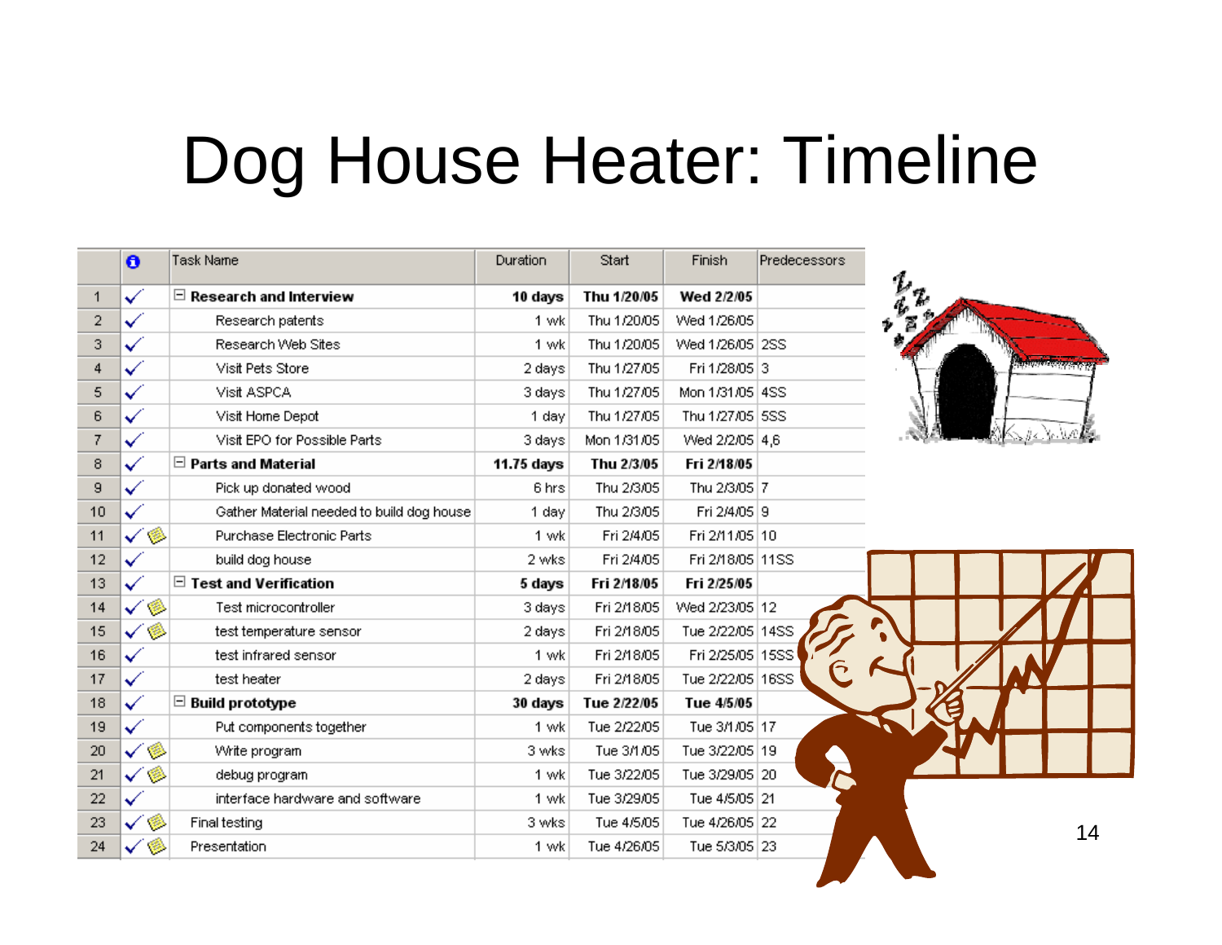# Dog House Heater: Timeline

| | | Task Name | Duration | Start | Finish | Predecessors |
|---|---|---|---|---|---|---|
| 1 | ✓ | **Research and Interview** | **10 days** | **Thu 1/20/05** | **Wed 2/2/05** | |
| 2 | ✓ | Research patents | 1 wk | Thu 1/20/05 | Wed 1/26/05 | |
| 3 | ✓ | Research Web Sites | 1 wk | Thu 1/20/05 | Wed 1/26/05 | 2SS |
| 4 | ✓ | Visit Pets Store | 2 days | Thu 1/27/05 | Fri 1/28/05 | 3 |
| 5 | ✓ | Visit ASPCA | 3 days | Thu 1/27/05 | Mon 1/31/05 | 4SS |
| 6 | ✓ | Visit Home Depot | 1 day | Thu 1/27/05 | Thu 1/27/05 | 5SS |
| 7 | ✓ | Visit EPO for Possible Parts | 3 days | Mon 1/31/05 | Wed 2/2/05 | 4,6 |
| 8 | ✓ | **Parts and Material** | **11.75 days** | **Thu 2/3/05** | **Fri 2/18/05** | |
| 9 | ✓ | Pick up donated wood | 6 hrs | Thu 2/3/05 | Thu 2/3/05 | 7 |
| 10 | ✓ | Gather Material needed to build dog house | 1 day | Thu 2/3/05 | Fri 2/4/05 | 9 |
| 11 | ✓ | Purchase Electronic Parts | 1 wk | Fri 2/4/05 | Fri 2/11/05 | 10 |
| 12 | ✓ | build dog house | 2 wks | Fri 2/4/05 | Fri 2/18/05 | 11SS |
| 13 | ✓ | **Test and Verification** | **5 days** | **Fri 2/18/05** | **Fri 2/25/05** | |
| 14 | ✓ | Test microcontroller | 3 days | Fri 2/18/05 | Wed 2/23/05 | 12 |
| 15 | ✓ | test temperature sensor | 2 days | Fri 2/18/05 | Tue 2/22/05 | 14SS |
| 16 | ✓ | test infrared sensor | 1 wk | Fri 2/18/05 | Fri 2/25/05 | 15SS |
| 17 | ✓ | test heater | 2 days | Fri 2/18/05 | Tue 2/22/05 | 16SS |
| 18 | ✓ | **Build prototype** | **30 days** | **Tue 2/22/05** | **Tue 4/5/05** | |
| 19 | ✓ | Put components together | 1 wk | Tue 2/22/05 | Tue 3/1/05 | 17 |
| 20 | ✓ | Write program | 3 wks | Tue 3/1/05 | Tue 3/22/05 | 19 |
| 21 | ✓ | debug program | 1 wk | Tue 3/22/05 | Tue 3/29/05 | 20 |
| 22 | ✓ | interface hardware and software | 1 wk | Tue 3/29/05 | Tue 4/5/05 | 21 |
| 23 | ✓ | Final testing | 3 wks | Tue 4/5/05 | Tue 4/26/05 | 22 |
| 24 | ✓ | Presentation | 1 wk | Tue 4/26/05 | Tue 5/3/05 | 23 |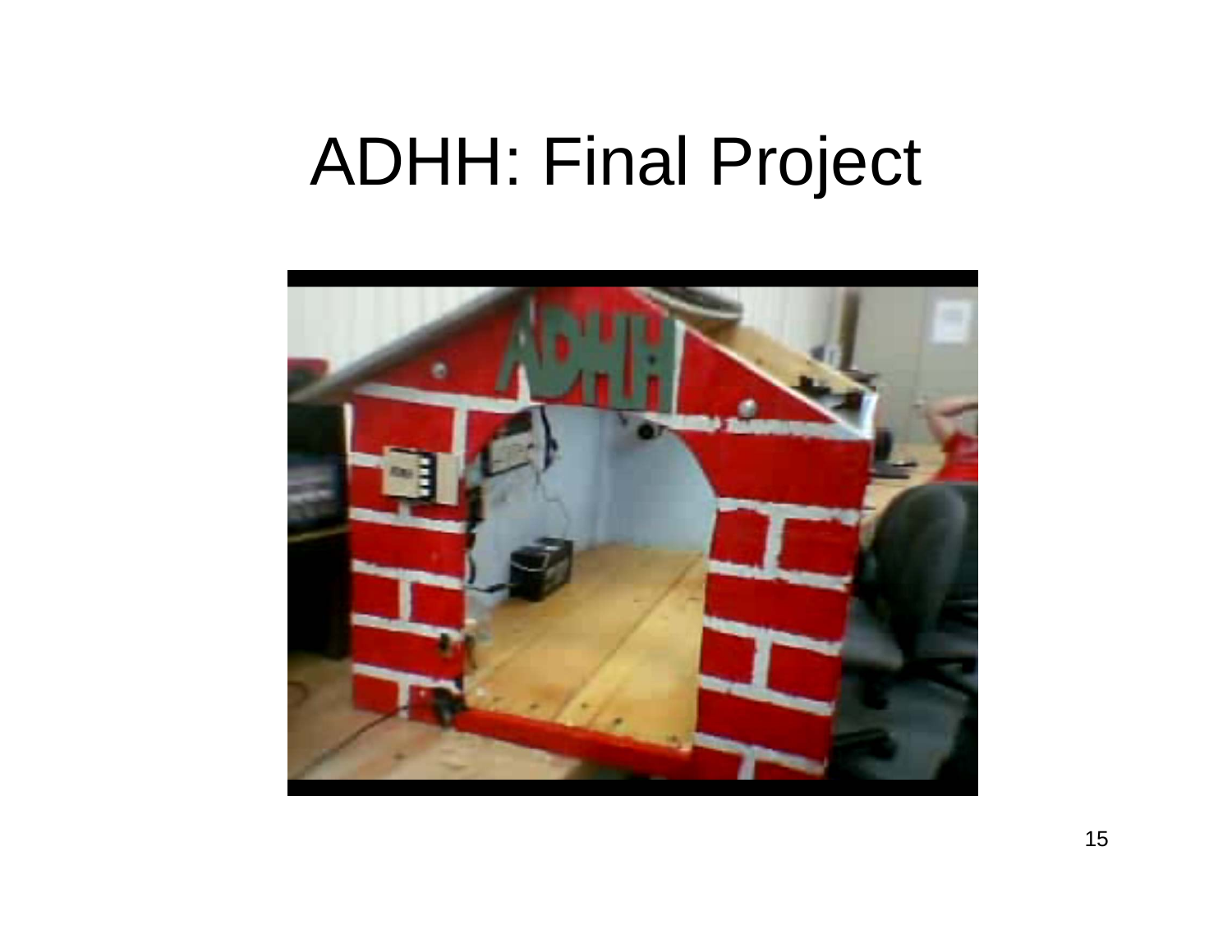# ADHH: Final Project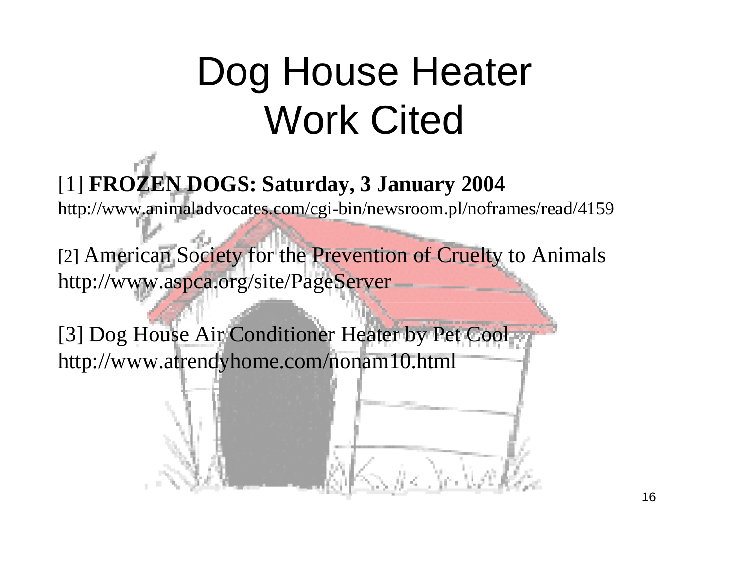# Dog House Heater Work Cited

[1] **FROZEN DOGS: Saturday, 3 January 2004**
http://www.animaladvocates.com/cgi-bin/newsroom.pl/noframes/read/4159

[2] American Society for the Prevention of Cruelty to Animals
http://www.aspca.org/site/PageServer

[3] Dog House Air Conditioner Heater by Pet Cool
http://www.atrendyhome.com/nonam10.html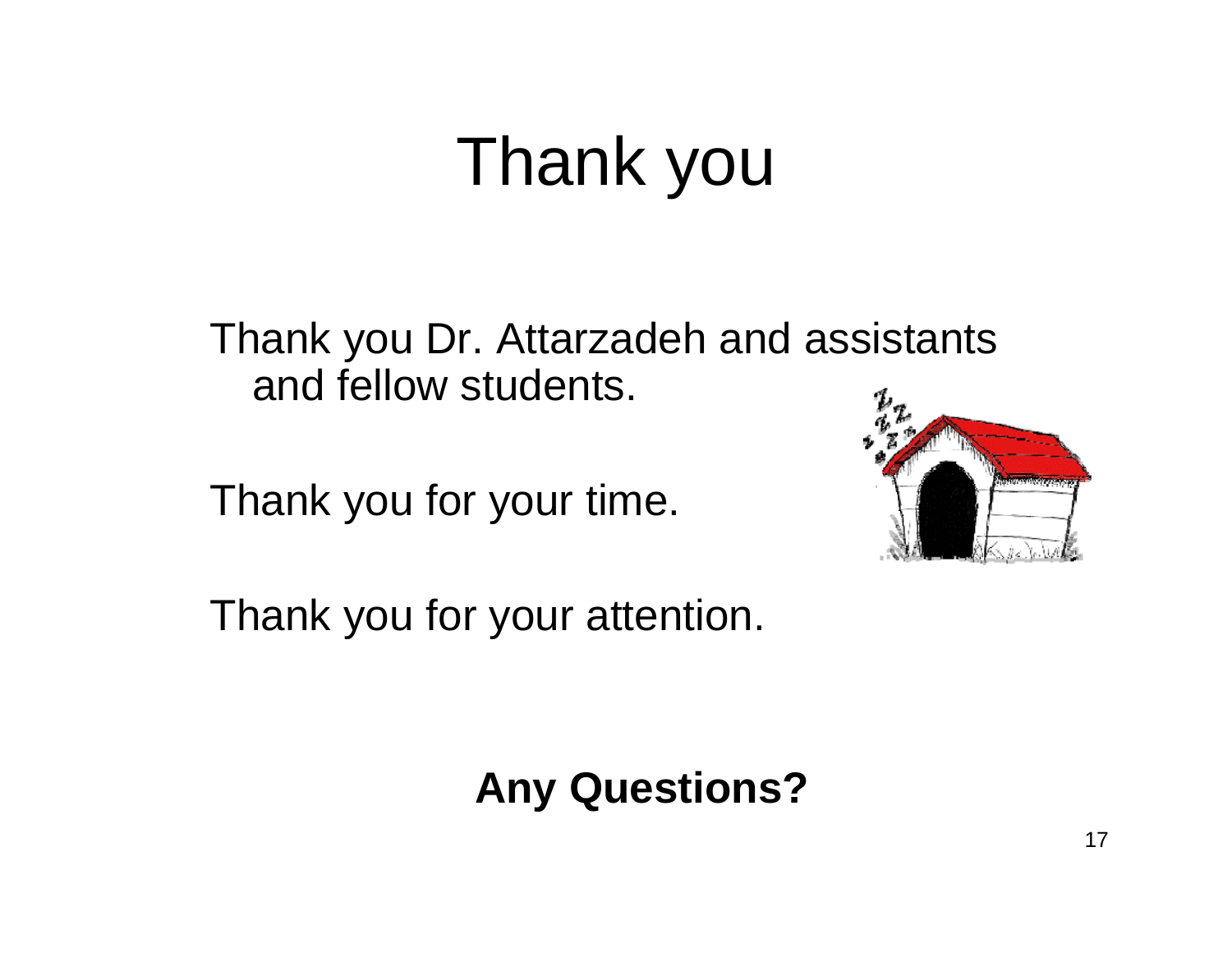# Thank you

Thank you Dr. Attarzadeh and assistants and fellow students.

Thank you for your time.

Thank you for your attention.

**Any Questions?**